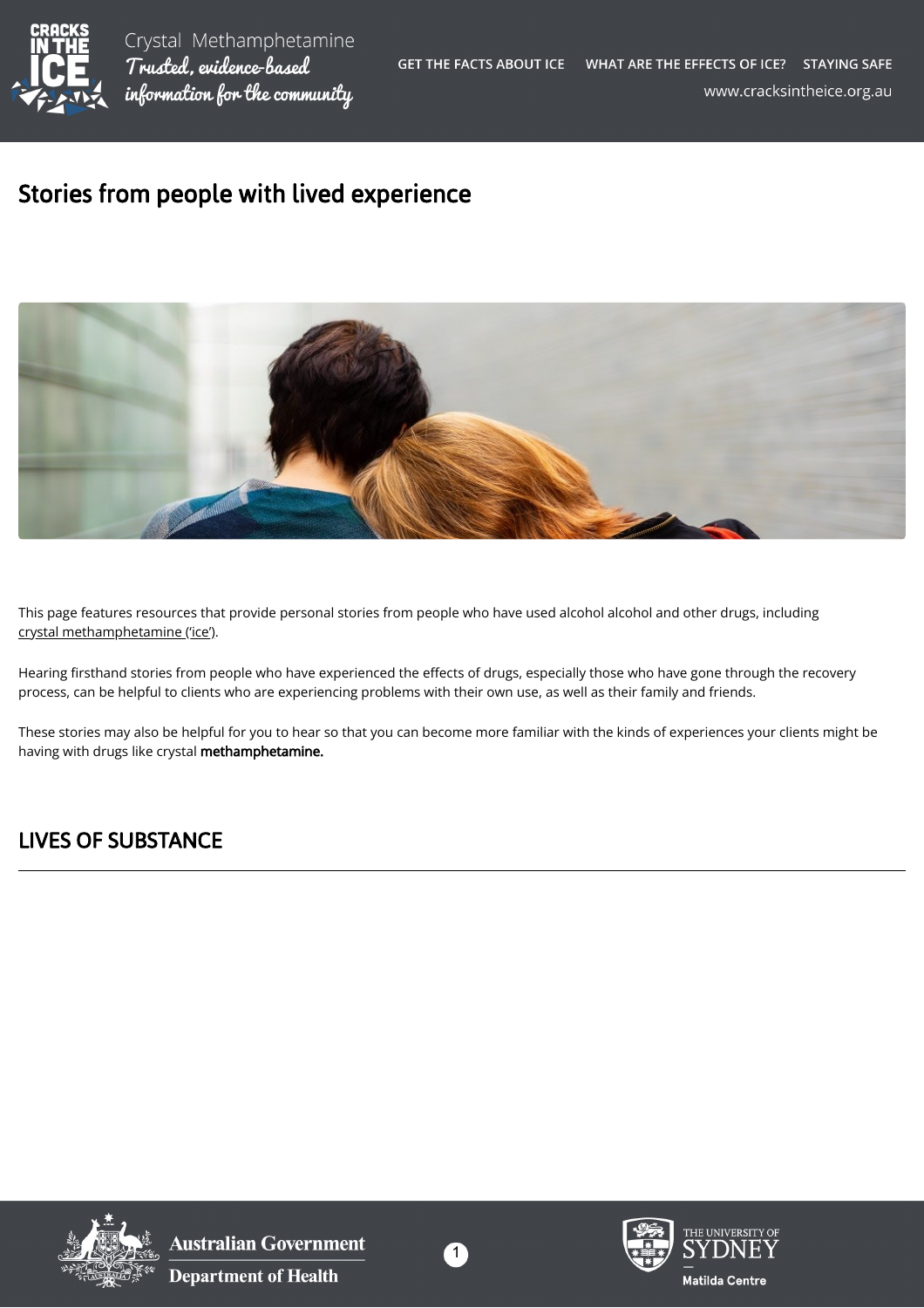# Stories from people with lived experience

This page features resources that provide personal stories from people who have used alcohol alcohol and other drugs, including crystal methamphetamine ('ice').

Hearing firsthand stories from people who have experienced the effects of drugs, especially those who have gone through the recovery process, can be helpful to clients who are experiencing problems with their own use, as well as their family and friends.

These stories may also be helpful for you to hear so that you can become more familiar with the kinds of experiences your clients might be having with drugs like crystal **methamphetamine.**

## LIVES OF SUBSTANCE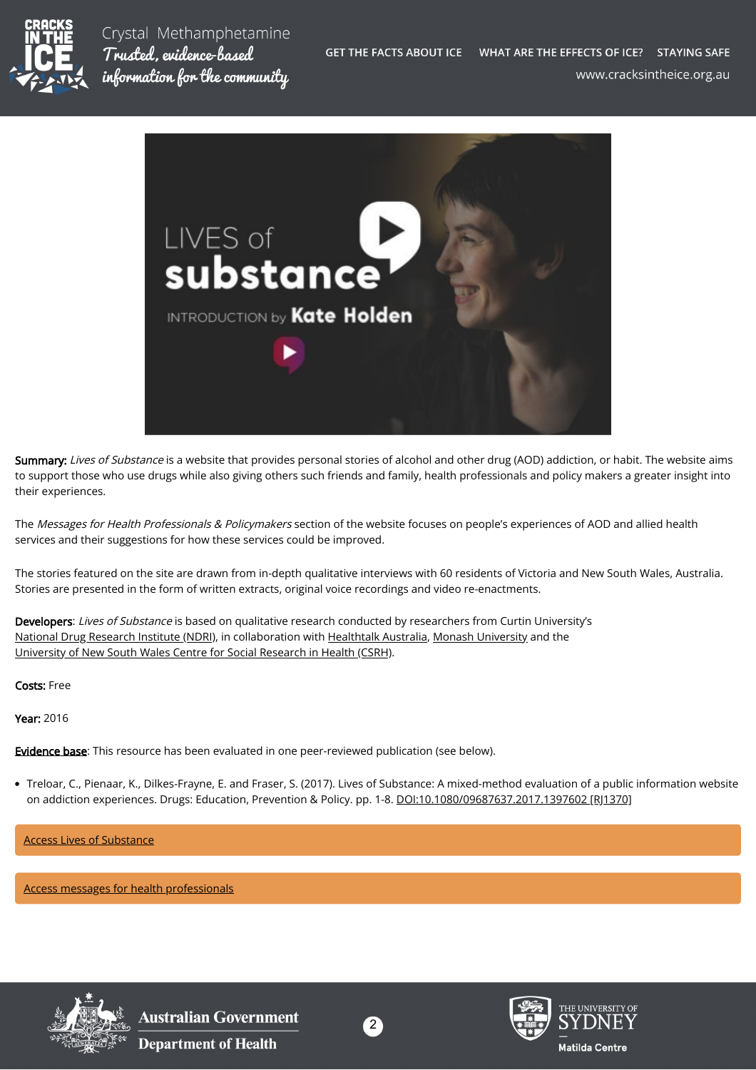**Summary:** *Lives of Substance* is a website that provides personal stories of alcohol and other drug (AOD) addiction, or habit. The website aims to support those who use drugs while also giving others such friends and family, health professionals and policy makers a greater insight into their experiences.

The *Messages for Health Professionals & Policymakers* section of the website focuses on people's experiences of AOD and allied health services and their suggestions for how these services could be improved.

The stories featured on the site are drawn from in-depth qualitative interviews with 60 residents of Victoria and New South Wales, Australia. Stories are presented in the form of written extracts, original voice recordings and video re-enactments.

**Developers**: *Lives of Substance* is based on qualitative research conducted by researchers from Curtin University's National Drug Research Institute (NDRI), in collaboration with Healthtalk Australia, Monash University and the University of New South Wales Centre for Social Research in Health (CSRH).

**Costs:** Free

**Year:** 2016

**Evidence base**: This resource has been evaluated in one peer-reviewed publication (see below).

- Treloar, C., Pienaar, K., Dilkes-Frayne, E. and Fraser, S. (2017). Lives of Substance: A mixed-method evaluation of a public information website on addiction experiences. Drugs: Education, Prevention & Policy. pp. 1-8. DOI:10.1080/09687637.2017.1397602 [RJ1370]

Access Lives of Substance

Access messages for health professionals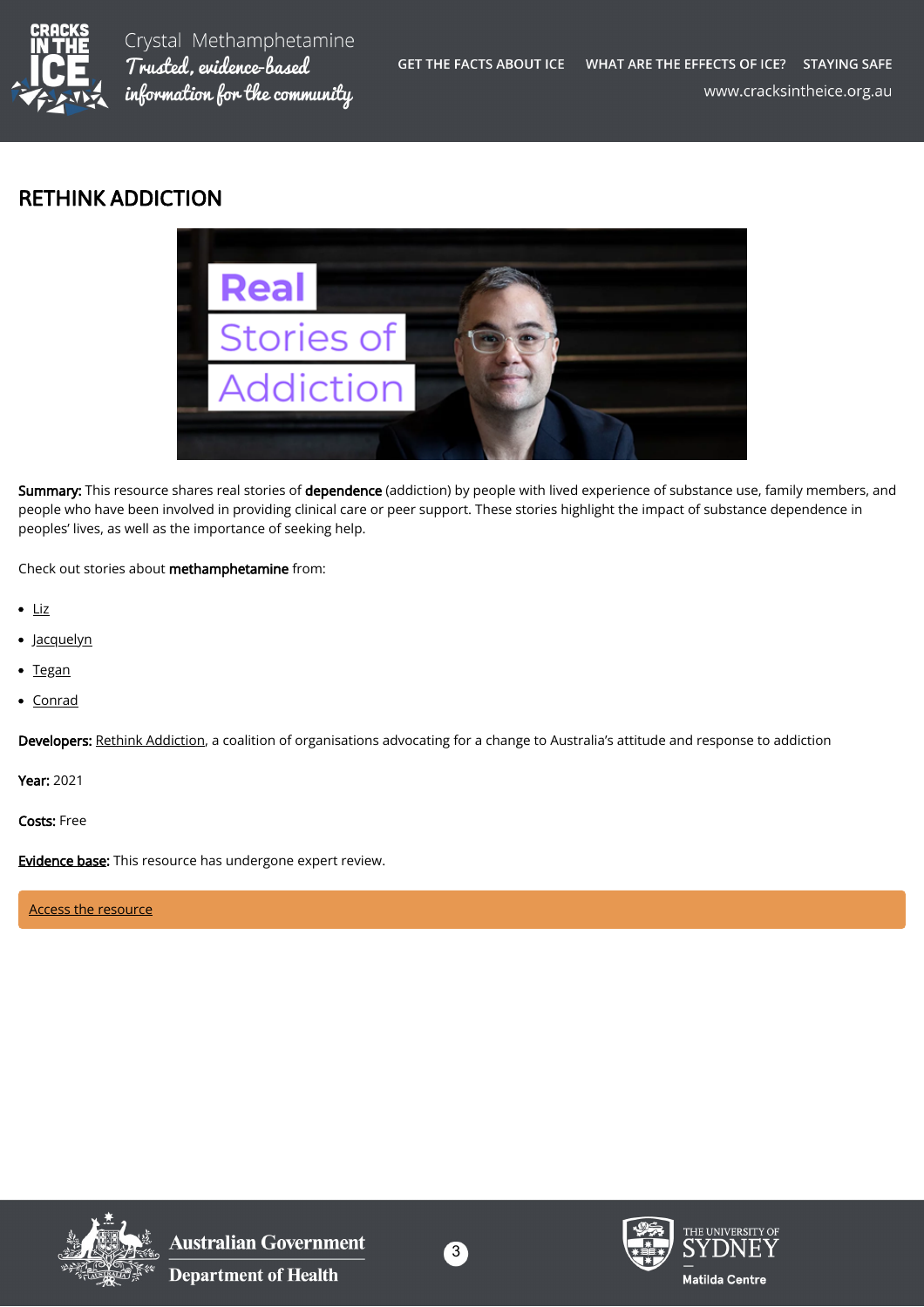# RETHINK ADDICTION

**Summary:** This resource shares real stories of **dependence** (addiction) by people with lived experience of substance use, family members, and people who have been involved in providing clinical care or peer support. These stories highlight the impact of substance dependence in peoples' lives, as well as the importance of seeking help.

Check out stories about **methamphetamine** from:

- Liz
- Jacquelyn
- Tegan
- Conrad

**Developers:** Rethink Addiction, a coalition of organisations advocating for a change to Australia's attitude and response to addiction

**Year:** 2021

**Costs:** Free

**Evidence base:** This resource has undergone expert review.

Access the resource